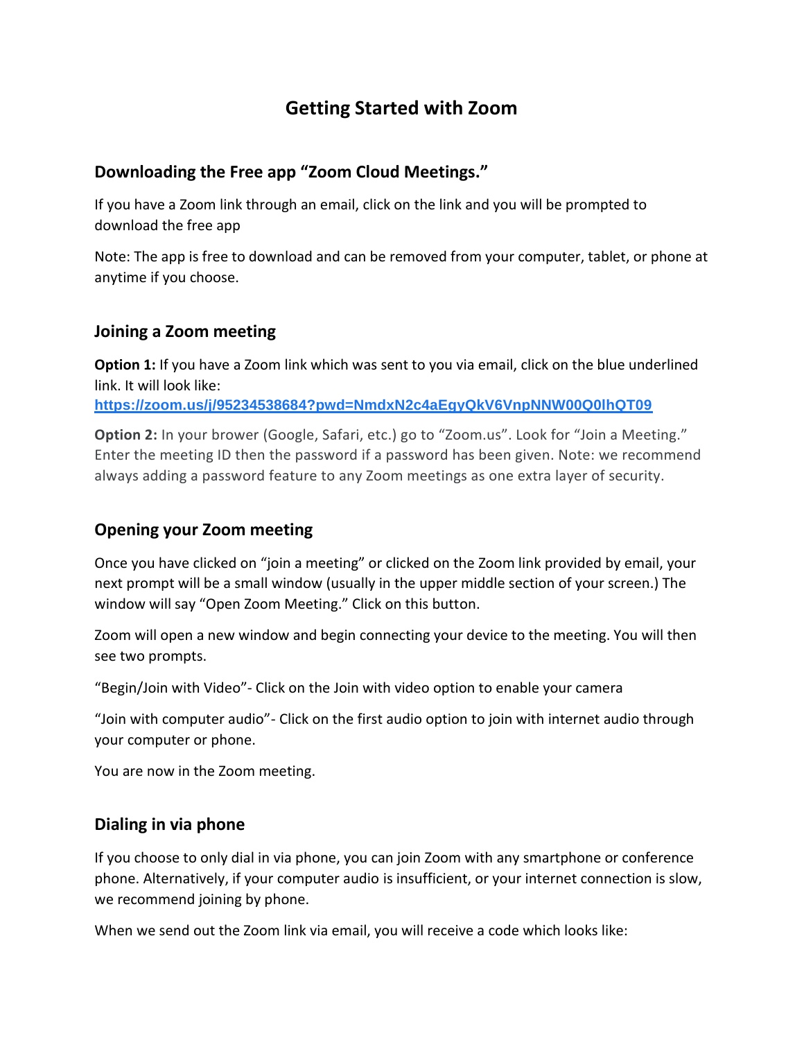# Getting Started with Zoom

## Downloading the Free app "Zoom Cloud Meetings."

If you have a Zoom link through an email, click on the link and you will be prompted to download the free app

Note: The app is free to download and can be removed from your computer, tablet, or phone at anytime if you choose.

## Joining a Zoom meeting

**Option 1:** If you have a Zoom link which was sent to you via email, click on the blue underlined link. It will look like:
**https://zoom.us/j/95234538684?pwd=NmdxN2c4aEgyQkV6VnpNNW00Q0lhQT09**

**Option 2:** In your brower (Google, Safari, etc.) go to "Zoom.us". Look for "Join a Meeting." Enter the meeting ID then the password if a password has been given. Note: we recommend always adding a password feature to any Zoom meetings as one extra layer of security.

## Opening your Zoom meeting

Once you have clicked on "join a meeting" or clicked on the Zoom link provided by email, your next prompt will be a small window (usually in the upper middle section of your screen.) The window will say "Open Zoom Meeting." Click on this button.

Zoom will open a new window and begin connecting your device to the meeting. You will then see two prompts.

"Begin/Join with Video"- Click on the Join with video option to enable your camera

"Join with computer audio"- Click on the first audio option to join with internet audio through your computer or phone.

You are now in the Zoom meeting.

## Dialing in via phone

If you choose to only dial in via phone, you can join Zoom with any smartphone or conference phone. Alternatively, if your computer audio is insufficient, or your internet connection is slow, we recommend joining by phone.

When we send out the Zoom link via email, you will receive a code which looks like: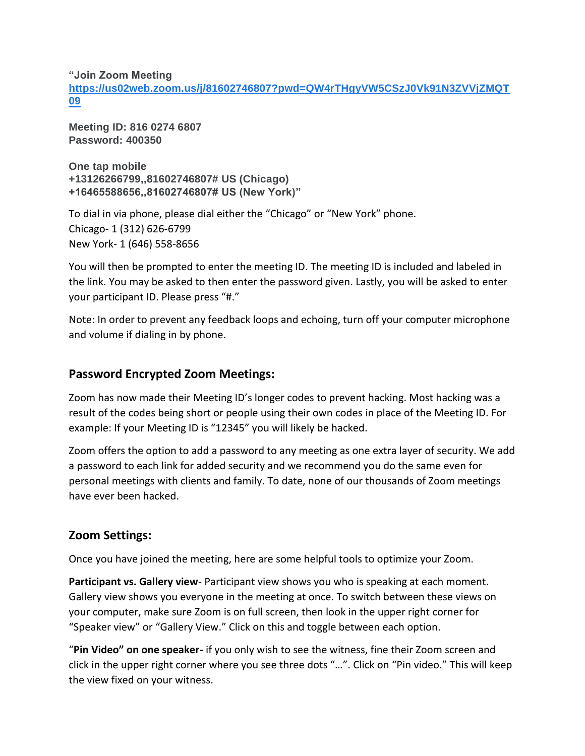**"Join Zoom Meeting**
**[https://us02web.zoom.us/j/81602746807?pwd=QW4rTHgyVW5CSzJ0Vk91N3ZVVjZMQT09](https://us02web.zoom.us/j/81602746807?pwd=QW4rTHgyVW5CSzJ0Vk91N3ZVVjZMQT09)**

**Meeting ID: 816 0274 6807**
**Password: 400350**

**One tap mobile**
**+13126266799,,81602746807# US (Chicago)**
**+16465588656,,81602746807# US (New York)"**

To dial in via phone, please dial either the "Chicago" or "New York" phone.
Chicago- 1 (312) 626-6799
New York- 1 (646) 558-8656

You will then be prompted to enter the meeting ID. The meeting ID is included and labeled in the link. You may be asked to then enter the password given. Lastly, you will be asked to enter your participant ID. Please press "#."

Note: In order to prevent any feedback loops and echoing, turn off your computer microphone and volume if dialing in by phone.

## Password Encrypted Zoom Meetings:

Zoom has now made their Meeting ID's longer codes to prevent hacking. Most hacking was a result of the codes being short or people using their own codes in place of the Meeting ID. For example: If your Meeting ID is "12345" you will likely be hacked.

Zoom offers the option to add a password to any meeting as one extra layer of security. We add a password to each link for added security and we recommend you do the same even for personal meetings with clients and family. To date, none of our thousands of Zoom meetings have ever been hacked.

## Zoom Settings:

Once you have joined the meeting, here are some helpful tools to optimize your Zoom.

**Participant vs. Gallery view**- Participant view shows you who is speaking at each moment. Gallery view shows you everyone in the meeting at once. To switch between these views on your computer, make sure Zoom is on full screen, then look in the upper right corner for "Speaker view" or "Gallery View." Click on this and toggle between each option.

"**Pin Video" on one speaker-** if you only wish to see the witness, fine their Zoom screen and click in the upper right corner where you see three dots "…". Click on "Pin video." This will keep the view fixed on your witness.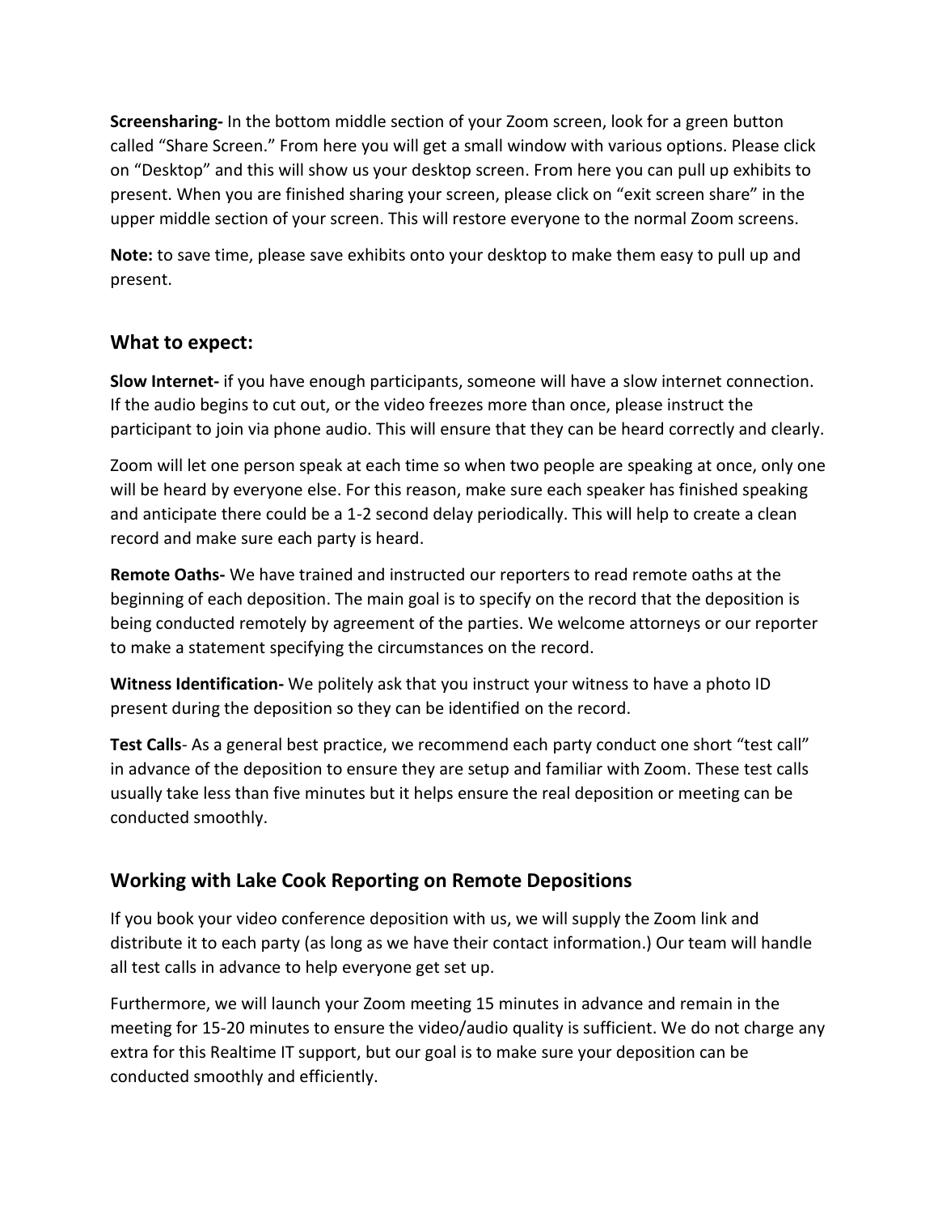**Screensharing-** In the bottom middle section of your Zoom screen, look for a green button called "Share Screen." From here you will get a small window with various options. Please click on "Desktop" and this will show us your desktop screen. From here you can pull up exhibits to present. When you are finished sharing your screen, please click on "exit screen share" in the upper middle section of your screen. This will restore everyone to the normal Zoom screens.

**Note:** to save time, please save exhibits onto your desktop to make them easy to pull up and present.

## What to expect:

**Slow Internet-** if you have enough participants, someone will have a slow internet connection. If the audio begins to cut out, or the video freezes more than once, please instruct the participant to join via phone audio. This will ensure that they can be heard correctly and clearly.

Zoom will let one person speak at each time so when two people are speaking at once, only one will be heard by everyone else. For this reason, make sure each speaker has finished speaking and anticipate there could be a 1-2 second delay periodically. This will help to create a clean record and make sure each party is heard.

**Remote Oaths-** We have trained and instructed our reporters to read remote oaths at the beginning of each deposition. The main goal is to specify on the record that the deposition is being conducted remotely by agreement of the parties. We welcome attorneys or our reporter to make a statement specifying the circumstances on the record.

**Witness Identification-** We politely ask that you instruct your witness to have a photo ID present during the deposition so they can be identified on the record.

**Test Calls**- As a general best practice, we recommend each party conduct one short "test call" in advance of the deposition to ensure they are setup and familiar with Zoom. These test calls usually take less than five minutes but it helps ensure the real deposition or meeting can be conducted smoothly.

## Working with Lake Cook Reporting on Remote Depositions

If you book your video conference deposition with us, we will supply the Zoom link and distribute it to each party (as long as we have their contact information.) Our team will handle all test calls in advance to help everyone get set up.

Furthermore, we will launch your Zoom meeting 15 minutes in advance and remain in the meeting for 15-20 minutes to ensure the video/audio quality is sufficient. We do not charge any extra for this Realtime IT support, but our goal is to make sure your deposition can be conducted smoothly and efficiently.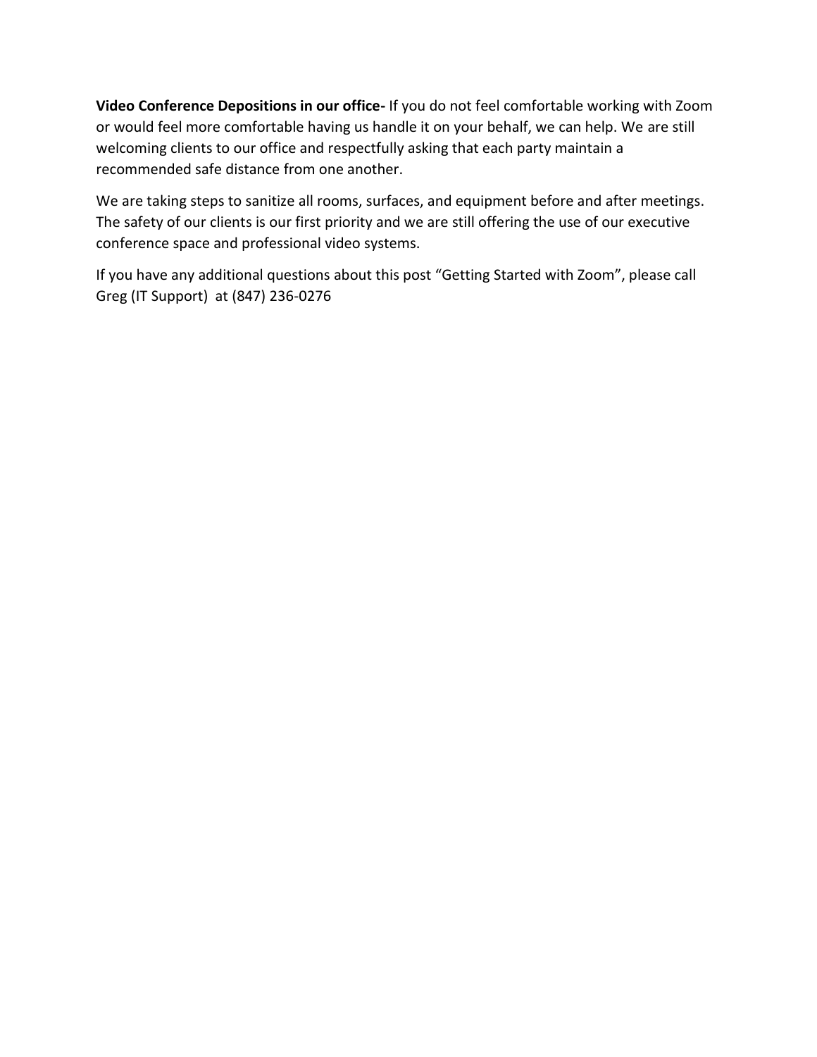**Video Conference Depositions in our office-** If you do not feel comfortable working with Zoom or would feel more comfortable having us handle it on your behalf, we can help. We are still welcoming clients to our office and respectfully asking that each party maintain a recommended safe distance from one another.

We are taking steps to sanitize all rooms, surfaces, and equipment before and after meetings. The safety of our clients is our first priority and we are still offering the use of our executive conference space and professional video systems.

If you have any additional questions about this post "Getting Started with Zoom", please call Greg (IT Support) at (847) 236-0276